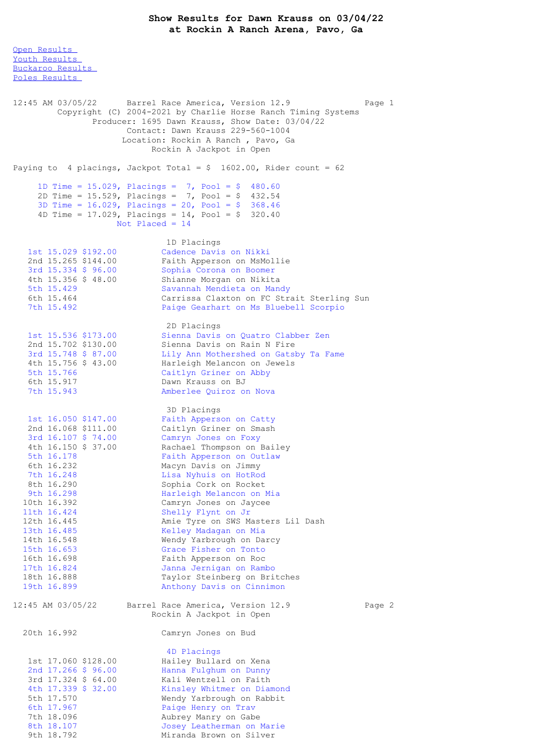# Show Results for Dawn Krauss on 03/04/22
## at Rockin A Ranch Arena, Pavo, Ga

- Open Results
- Youth Results
- Buckaroo Results
- Poles Results

```
12:45 AM 03/05/22      Barrel Race America, Version 12.9              Page 1
         Copyright (C) 2004-2021 by Charlie Horse Ranch Timing Systems
                Producer: 1695 Dawn Krauss, Show Date: 03/04/22
                       Contact: Dawn Krauss 229-560-1004
                      Location: Rockin A Ranch , Pavo, Ga
                            Rockin A Jackpot in Open

Paying to  4 placings, Jackpot Total = $  1602.00, Rider count = 62

     1D Time = 15.029, Placings =  7, Pool = $  480.60
     2D Time = 15.529, Placings =  7, Pool = $  432.54
     3D Time = 16.029, Placings = 20, Pool = $  368.46
     4D Time = 17.029, Placings = 14, Pool = $  320.40
                       Not Placed = 14

                                 1D Placings
   1st 15.029 $192.00           Cadence Davis on Nikki
   2nd 15.265 $144.00           Faith Apperson on MsMollie
   3rd 15.334 $ 96.00           Sophia Corona on Boomer
   4th 15.356 $ 48.00           Shianne Morgan on Nikita
   5th 15.429                   Savannah Mendieta on Mandy
   6th 15.464                   Carrissa Claxton on FC Strait Sterling Sun
   7th 15.492                   Paige Gearhart on Ms Bluebell Scorpio

                                 2D Placings
   1st 15.536 $173.00           Sienna Davis on Quatro Clabber Zen
   2nd 15.702 $130.00           Sienna Davis on Rain N Fire
   3rd 15.748 $ 87.00           Lily Ann Mothershed on Gatsby Ta Fame
   4th 15.756 $ 43.00           Harleigh Melancon on Jewels
   5th 15.766                   Caitlyn Griner on Abby
   6th 15.917                   Dawn Krauss on BJ
   7th 15.943                   Amberlee Quiroz on Nova

                                 3D Placings
   1st 16.050 $147.00           Faith Apperson on Catty
   2nd 16.068 $111.00           Caitlyn Griner on Smash
   3rd 16.107 $ 74.00           Camryn Jones on Foxy
   4th 16.150 $ 37.00           Rachael Thompson on Bailey
   5th 16.178                   Faith Apperson on Outlaw
   6th 16.232                   Macyn Davis on Jimmy
   7th 16.248                   Lisa Nyhuis on HotRod
   8th 16.290                   Sophia Cork on Rocket
   9th 16.298                   Harleigh Melancon on Mia
  10th 16.392                   Camryn Jones on Jaycee
  11th 16.424                   Shelly Flynt on Jr
  12th 16.445                   Amie Tyre on SWS Masters Lil Dash
  13th 16.485                   Kelley Madagan on Mia
  14th 16.548                   Wendy Yarbrough on Darcy
  15th 16.653                   Grace Fisher on Tonto
  16th 16.698                   Faith Apperson on Roc
  17th 16.824                   Janna Jernigan on Rambo
  18th 16.888                   Taylor Steinberg on Britches
  19th 16.899                   Anthony Davis on Cinnimon

12:45 AM 03/05/22      Barrel Race America, Version 12.9              Page 2
                            Rockin A Jackpot in Open

  20th 16.992                   Camryn Jones on Bud

                                 4D Placings
   1st 17.060 $128.00           Hailey Bullard on Xena
   2nd 17.266 $ 96.00           Hanna Fulghum on Dunny
   3rd 17.324 $ 64.00           Kali Wentzell on Faith
   4th 17.339 $ 32.00           Kinsley Whitmer on Diamond
   5th 17.570                   Wendy Yarbrough on Rabbit
   6th 17.967                   Paige Henry on Trav
   7th 18.096                   Aubrey Manry on Gabe
   8th 18.107                   Josey Leatherman on Marie
   9th 18.792                   Miranda Brown on Silver
```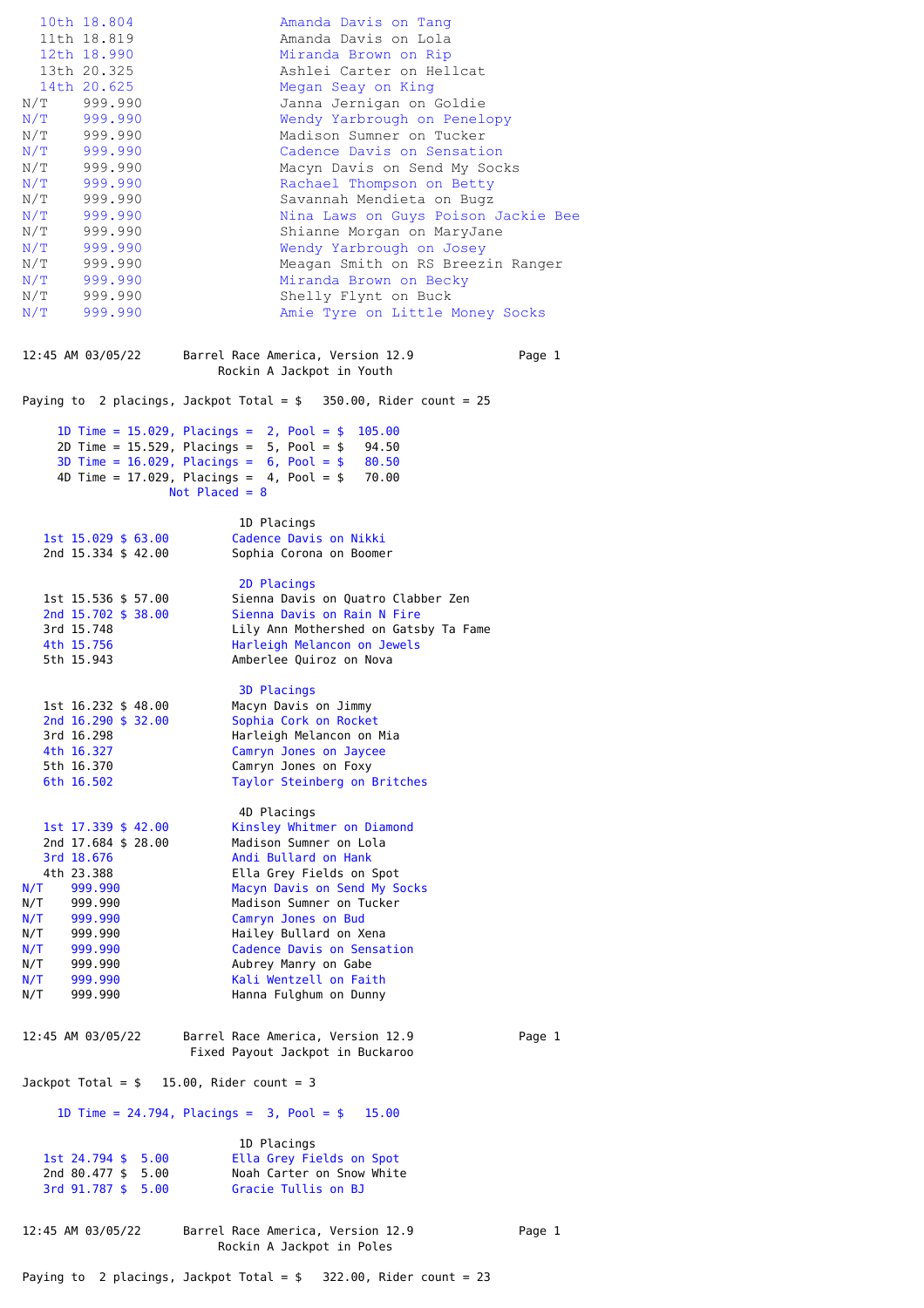| Place | Time | Rider |
|---|---|---|
| 10th | 18.804 | Amanda Davis on Tang |
| 11th | 18.819 | Amanda Davis on Lola |
| 12th | 18.990 | Miranda Brown on Rip |
| 13th | 20.325 | Ashlei Carter on Hellcat |
| 14th | 20.625 | Megan Seay on King |
| N/T | 999.990 | Janna Jernigan on Goldie |
| N/T | 999.990 | Wendy Yarbrough on Penelopy |
| N/T | 999.990 | Madison Sumner on Tucker |
| N/T | 999.990 | Cadence Davis on Sensation |
| N/T | 999.990 | Macyn Davis on Send My Socks |
| N/T | 999.990 | Rachael Thompson on Betty |
| N/T | 999.990 | Savannah Mendieta on Bugz |
| N/T | 999.990 | Nina Laws on Guys Poison Jackie Bee |
| N/T | 999.990 | Shianne Morgan on MaryJane |
| N/T | 999.990 | Wendy Yarbrough on Josey |
| N/T | 999.990 | Meagan Smith on RS Breezin Ranger |
| N/T | 999.990 | Miranda Brown on Becky |
| N/T | 999.990 | Shelly Flynt on Buck |
| N/T | 999.990 | Amie Tyre on Little Money Socks |

12:45 AM 03/05/22 Barrel Race America, Version 12.9

## Rockin A Jackpot in Youth

Paying to 2 placings, Jackpot Total = $ 350.00, Rider count = 25

1D Time = 15.029, Placings = 2, Pool = $ 105.00
2D Time = 15.529, Placings = 5, Pool = $ 94.50
3D Time = 16.029, Placings = 6, Pool = $ 80.50
4D Time = 17.029, Placings = 4, Pool = $ 70.00
Not Placed = 8

### 1D Placings

| Place | Time | Payout | Rider |
|---|---|---|---|
| 1st | 15.029 | $ 63.00 | Cadence Davis on Nikki |
| 2nd | 15.334 | $ 42.00 | Sophia Corona on Boomer |

### 2D Placings

| Place | Time | Payout | Rider |
|---|---|---|---|
| 1st | 15.536 | $ 57.00 | Sienna Davis on Quatro Clabber Zen |
| 2nd | 15.702 | $ 38.00 | Sienna Davis on Rain N Fire |
| 3rd | 15.748 | | Lily Ann Mothershed on Gatsby Ta Fame |
| 4th | 15.756 | | Harleigh Melancon on Jewels |
| 5th | 15.943 | | Amberlee Quiroz on Nova |

### 3D Placings

| Place | Time | Payout | Rider |
|---|---|---|---|
| 1st | 16.232 | $ 48.00 | Macyn Davis on Jimmy |
| 2nd | 16.290 | $ 32.00 | Sophia Cork on Rocket |
| 3rd | 16.298 | | Harleigh Melancon on Mia |
| 4th | 16.327 | | Camryn Jones on Jaycee |
| 5th | 16.370 | | Camryn Jones on Foxy |
| 6th | 16.502 | | Taylor Steinberg on Britches |

### 4D Placings

| Place | Time | Payout | Rider |
|---|---|---|---|
| 1st | 17.339 | $ 42.00 | Kinsley Whitmer on Diamond |
| 2nd | 17.684 | $ 28.00 | Madison Sumner on Lola |
| 3rd | 18.676 | | Andi Bullard on Hank |
| 4th | 23.388 | | Ella Grey Fields on Spot |
| N/T | 999.990 | | Macyn Davis on Send My Socks |
| N/T | 999.990 | | Madison Sumner on Tucker |
| N/T | 999.990 | | Camryn Jones on Bud |
| N/T | 999.990 | | Hailey Bullard on Xena |
| N/T | 999.990 | | Cadence Davis on Sensation |
| N/T | 999.990 | | Aubrey Manry on Gabe |
| N/T | 999.990 | | Kali Wentzell on Faith |
| N/T | 999.990 | | Hanna Fulghum on Dunny |

12:45 AM 03/05/22 Barrel Race America, Version 12.9

## Fixed Payout Jackpot in Buckaroo

Jackpot Total = $ 15.00, Rider count = 3

1D Time = 24.794, Placings = 3, Pool = $ 15.00

### 1D Placings

| Place | Time | Payout | Rider |
|---|---|---|---|
| 1st | 24.794 | $ 5.00 | Ella Grey Fields on Spot |
| 2nd | 80.477 | $ 5.00 | Noah Carter on Snow White |
| 3rd | 91.787 | $ 5.00 | Gracie Tullis on BJ |

12:45 AM 03/05/22 Barrel Race America, Version 12.9

## Rockin A Jackpot in Poles

Paying to 2 placings, Jackpot Total = $ 322.00, Rider count = 23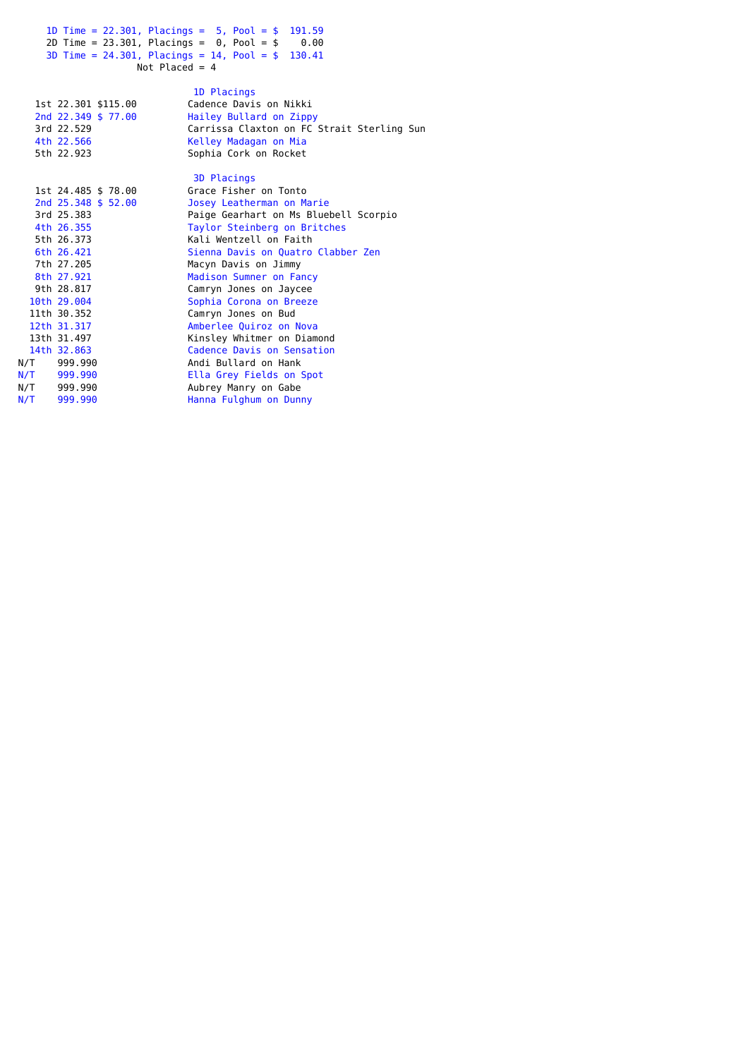1D Time = 22.301, Placings =  5, Pool = $  191.59
2D Time = 23.301, Placings =  0, Pool = $    0.00
3D Time = 24.301, Placings = 14, Pool = $  130.41
Not Placed = 4

### 1D Placings

| | | | |
|---|---|---|---|
| 1st | 22.301 | $115.00 | Cadence Davis on Nikki |
| 2nd | 22.349 | $ 77.00 | Hailey Bullard on Zippy |
| 3rd | 22.529 | | Carrissa Claxton on FC Strait Sterling Sun |
| 4th | 22.566 | | Kelley Madagan on Mia |
| 5th | 22.923 | | Sophia Cork on Rocket |

### 3D Placings

| | | | |
|---|---|---|---|
| 1st | 24.485 | $ 78.00 | Grace Fisher on Tonto |
| 2nd | 25.348 | $ 52.00 | Josey Leatherman on Marie |
| 3rd | 25.383 | | Paige Gearhart on Ms Bluebell Scorpio |
| 4th | 26.355 | | Taylor Steinberg on Britches |
| 5th | 26.373 | | Kali Wentzell on Faith |
| 6th | 26.421 | | Sienna Davis on Quatro Clabber Zen |
| 7th | 27.205 | | Macyn Davis on Jimmy |
| 8th | 27.921 | | Madison Sumner on Fancy |
| 9th | 28.817 | | Camryn Jones on Jaycee |
| 10th | 29.004 | | Sophia Corona on Breeze |
| 11th | 30.352 | | Camryn Jones on Bud |
| 12th | 31.317 | | Amberlee Quiroz on Nova |
| 13th | 31.497 | | Kinsley Whitmer on Diamond |
| 14th | 32.863 | | Cadence Davis on Sensation |
| N/T | 999.990 | | Andi Bullard on Hank |
| N/T | 999.990 | | Ella Grey Fields on Spot |
| N/T | 999.990 | | Aubrey Manry on Gabe |
| N/T | 999.990 | | Hanna Fulghum on Dunny |